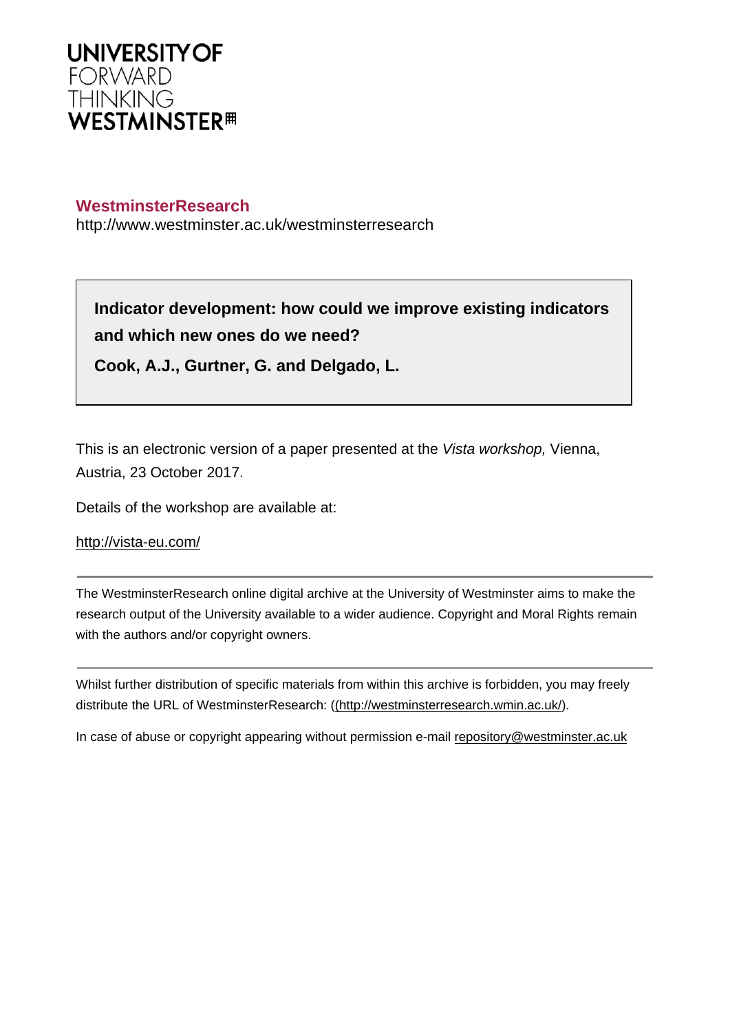**UNIVERSITY OF**
FORWARD
THINKING
**WESTMINSTER**

**WestminsterResearch**
http://www.westminster.ac.uk/westminsterresearch

**Indicator development: how could we improve existing indicators and which new ones do we need?**

**Cook, A.J., Gurtner, G. and Delgado, L.**

This is an electronic version of a paper presented at the *Vista workshop,* Vienna, Austria, 23 October 2017.

Details of the workshop are available at:

http://vista-eu.com/

---

The WestminsterResearch online digital archive at the University of Westminster aims to make the research output of the University available to a wider audience. Copyright and Moral Rights remain with the authors and/or copyright owners.

---

Whilst further distribution of specific materials from within this archive is forbidden, you may freely distribute the URL of WestminsterResearch: ((http://westminsterresearch.wmin.ac.uk/).

In case of abuse or copyright appearing without permission e-mail repository@westminster.ac.uk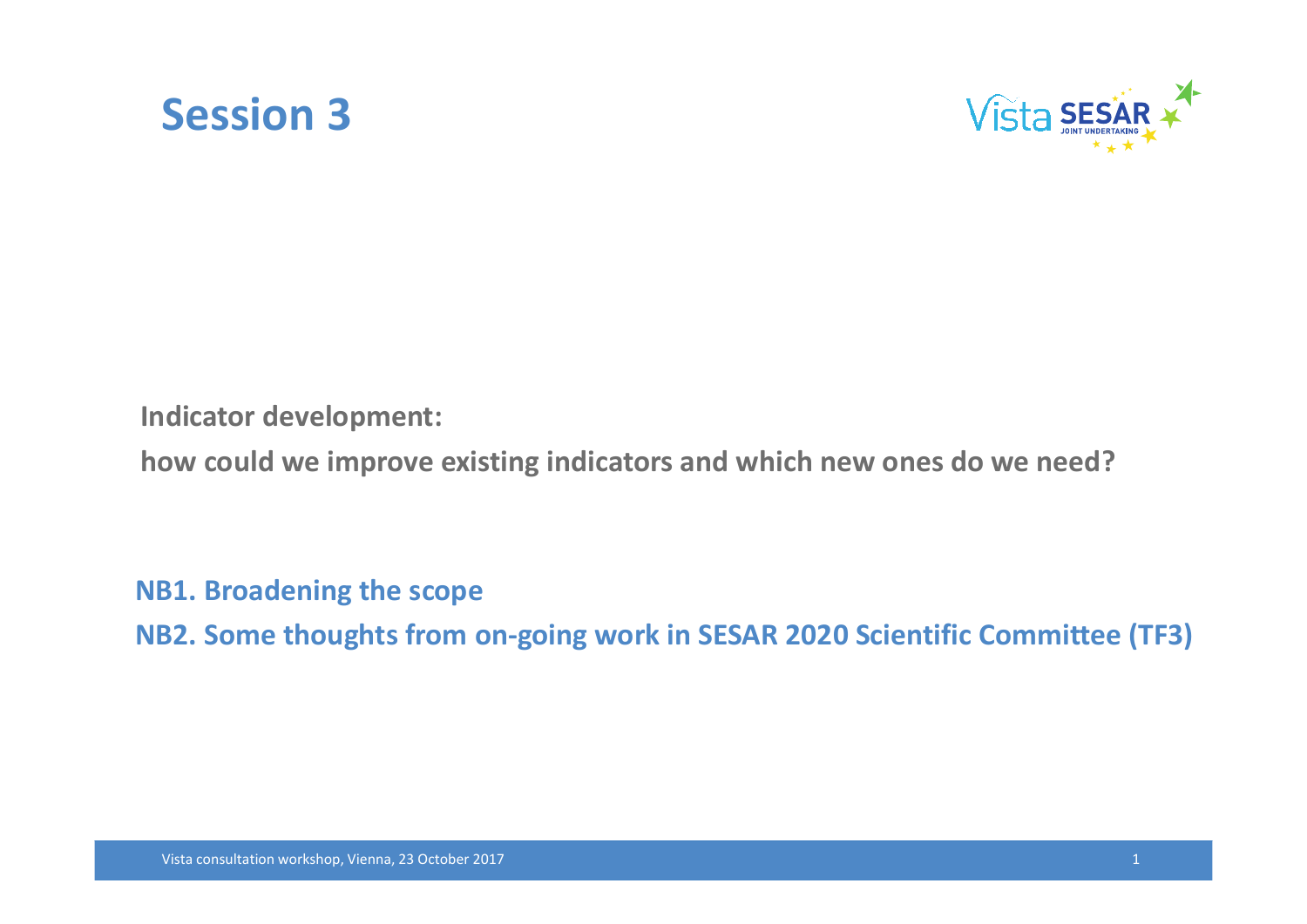# Session 3

**Indicator development:**

**how could we improve existing indicators and which new ones do we need?**

**NB1. Broadening the scope**

**NB2. Some thoughts from on-going work in SESAR 2020 Scientific Committee (TF3)**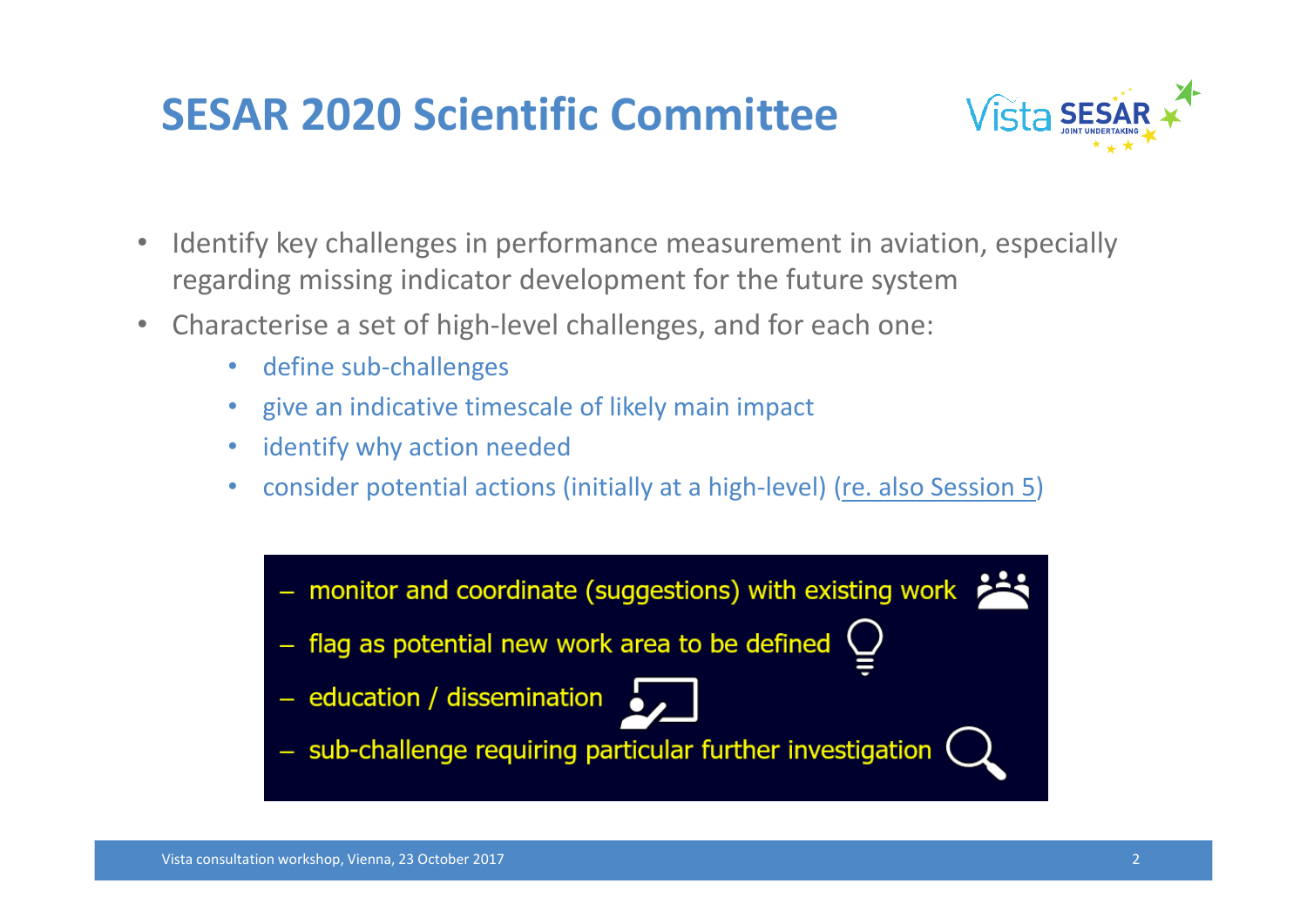# SESAR 2020 Scientific Committee

- Identify key challenges in performance measurement in aviation, especially regarding missing indicator development for the future system
- Characterise a set of high-level challenges, and for each one:
  - define sub-challenges
  - give an indicative timescale of likely main impact
  - identify why action needed
  - consider potential actions (initially at a high-level) (re. also Session 5)

– monitor and coordinate (suggestions) with existing work
– flag as potential new work area to be defined
– education / dissemination
– sub-challenge requiring particular further investigation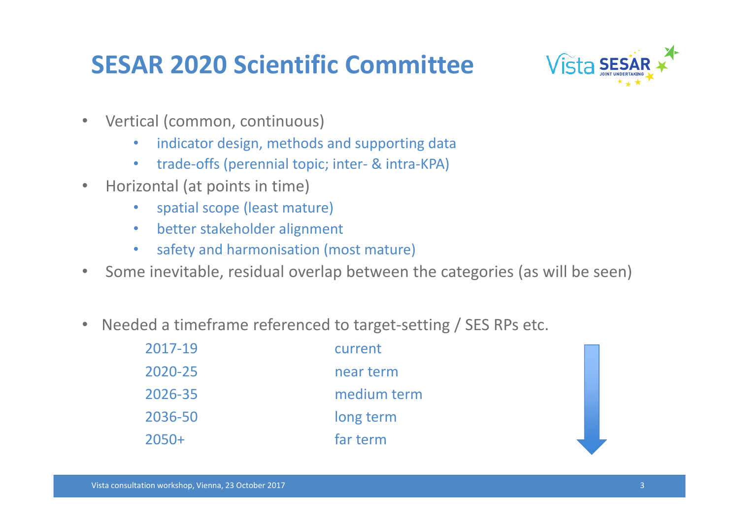# SESAR 2020 Scientific Committee

- Vertical (common, continuous)
  - indicator design, methods and supporting data
  - trade-offs (perennial topic; inter- & intra-KPA)
- Horizontal (at points in time)
  - spatial scope (least mature)
  - better stakeholder alignment
  - safety and harmonisation (most mature)
- Some inevitable, residual overlap between the categories (as will be seen)

- Needed a timeframe referenced to target-setting / SES RPs etc.

| | |
|---|---|
| 2017-19 | current |
| 2020-25 | near term |
| 2026-35 | medium term |
| 2036-50 | long term |
| 2050+ | far term |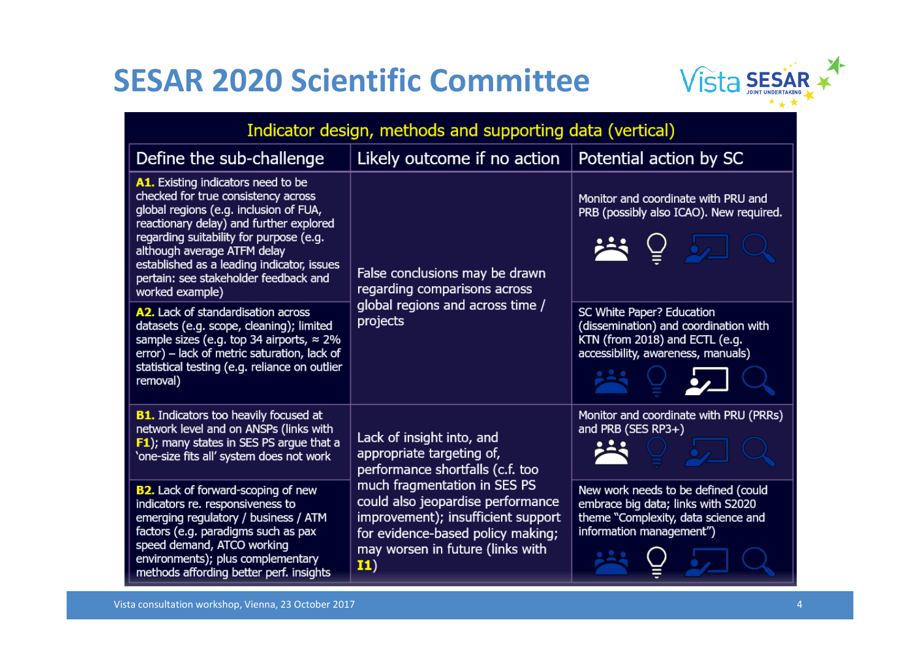# SESAR 2020 Scientific Committee

**Indicator design, methods and supporting data (vertical)**

| Define the sub-challenge | Likely outcome if no action | Potential action by SC |
|---|---|---|
| **A1.** Existing indicators need to be checked for true consistency across global regions (e.g. inclusion of FUA, reactionary delay) and further explored regarding suitability for purpose (e.g. although average ATFM delay established as a leading indicator, issues pertain: see stakeholder feedback and worked example) | False conclusions may be drawn regarding comparisons across global regions and across time / projects | Monitor and coordinate with PRU and PRB (possibly also ICAO). New required. |
| **A2.** Lack of standardisation across datasets (e.g. scope, cleaning); limited sample sizes (e.g. top 34 airports, ≈ 2% error) – lack of metric saturation, lack of statistical testing (e.g. reliance on outlier removal) | | SC White Paper? Education (dissemination) and coordination with KTN (from 2018) and ECTL (e.g. accessibility, awareness, manuals) |
| **B1.** Indicators too heavily focused at network level and on ANSPs (links with **F1**); many states in SES PS argue that a 'one-size fits all' system does not work | Lack of insight into, and appropriate targeting of, performance shortfalls (c.f. too much fragmentation in SES PS could also jeopardise performance improvement); insufficient support for evidence-based policy making; may worsen in future (links with **I1**) | Monitor and coordinate with PRU (PRRs) and PRB (SES RP3+) |
| **B2.** Lack of forward-scoping of new indicators re. responsiveness to emerging regulatory / business / ATM factors (e.g. paradigms such as pax speed demand, ATCO working environments); plus complementary methods affording better perf. insights | | New work needs to be defined (could embrace big data; links with S2020 theme "Complexity, data science and information management") |

Vista consultation workshop, Vienna, 23 October 2017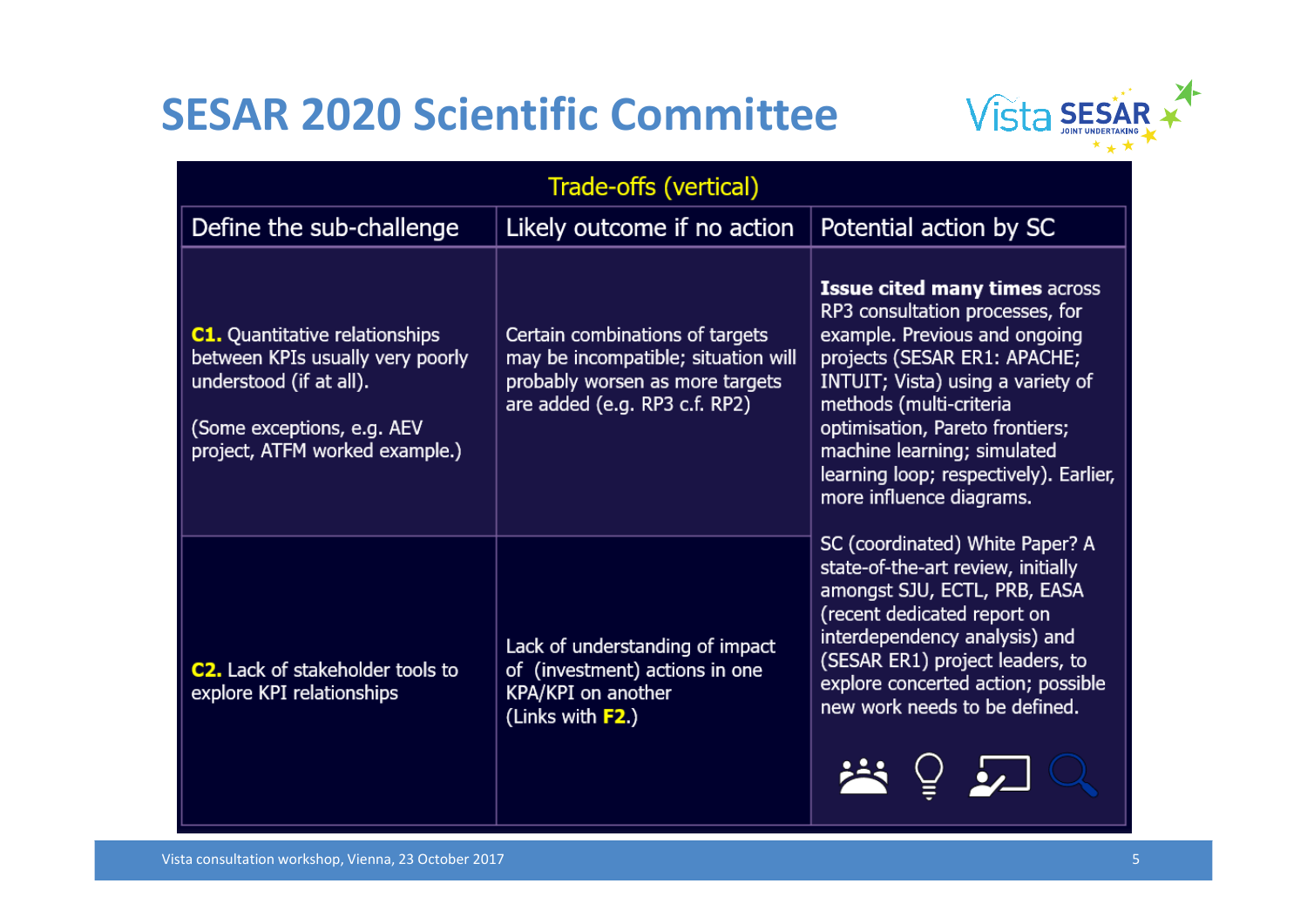# SESAR 2020 Scientific Committee

| Trade-offs (vertical) | | |
|---|---|---|
| **Define the sub-challenge** | **Likely outcome if no action** | **Potential action by SC** |
| **C1.** Quantitative relationships between KPIs usually very poorly understood (if at all).<br><br>(Some exceptions, e.g. AEV project, ATFM worked example.) | Certain combinations of targets may be incompatible; situation will probably worsen as more targets are added (e.g. RP3 c.f. RP2) | **Issue cited many times** across RP3 consultation processes, for example. Previous and ongoing projects (SESAR ER1: APACHE; INTUIT; Vista) using a variety of methods (multi-criteria optimisation, Pareto frontiers; machine learning; simulated learning loop; respectively). Earlier, more influence diagrams.<br><br>SC (coordinated) White Paper? A state-of-the-art review, initially amongst SJU, ECTL, PRB, EASA (recent dedicated report on interdependency analysis) and (SESAR ER1) project leaders, to explore concerted action; possible new work needs to be defined. |
| **C2.** Lack of stakeholder tools to explore KPI relationships | Lack of understanding of impact of (investment) actions in one KPA/KPI on another<br>(Links with **F2**.) | |

Vista consultation workshop, Vienna, 23 October 2017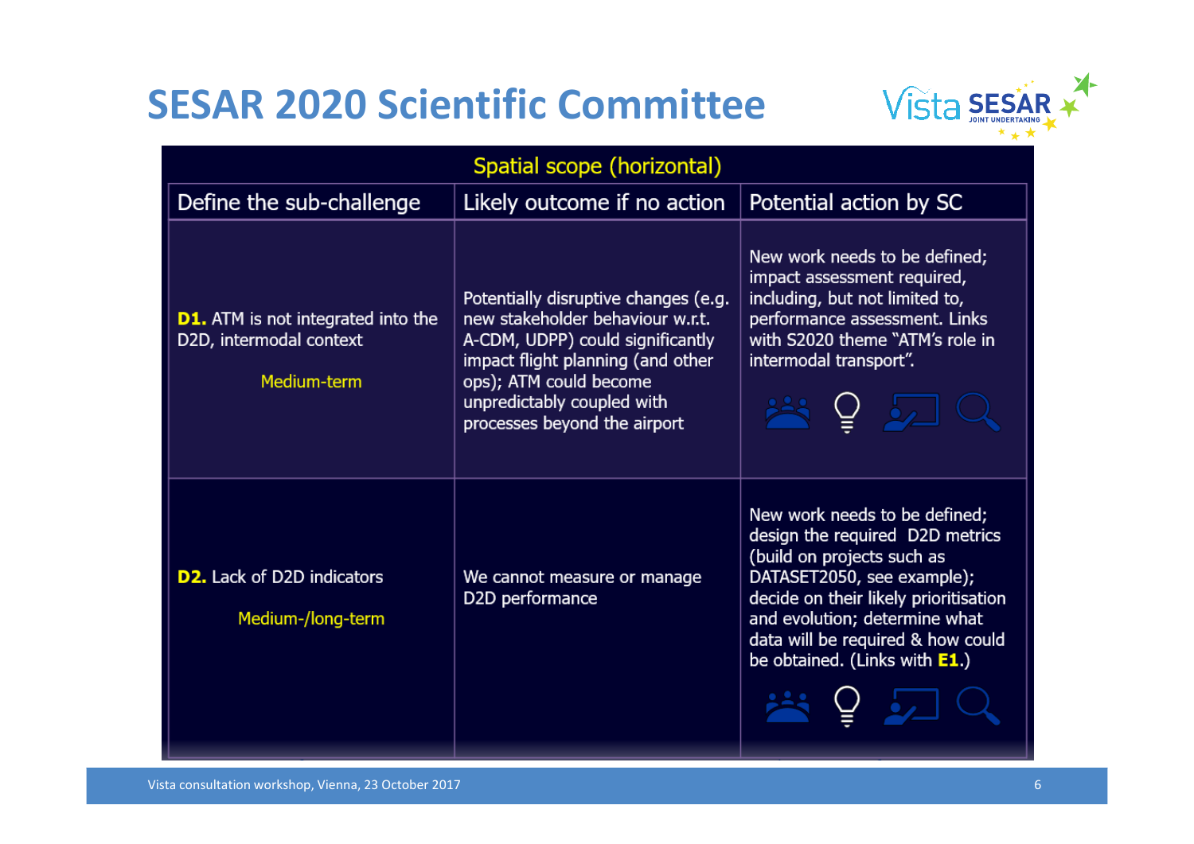# SESAR 2020 Scientific Committee

| Spatial scope (horizontal) | | |
|---|---|---|
| Define the sub-challenge | Likely outcome if no action | Potential action by SC |
| **D1.** ATM is not integrated into the D2D, intermodal context<br><br>Medium-term | Potentially disruptive changes (e.g. new stakeholder behaviour w.r.t. A-CDM, UDPP) could significantly impact flight planning (and other ops); ATM could become unpredictably coupled with processes beyond the airport | New work needs to be defined; impact assessment required, including, but not limited to, performance assessment. Links with S2020 theme "ATM's role in intermodal transport". |
| **D2.** Lack of D2D indicators<br><br>Medium-/long-term | We cannot measure or manage D2D performance | New work needs to be defined; design the required D2D metrics (build on projects such as DATASET2050, see example); decide on their likely prioritisation and evolution; determine what data will be required & how could be obtained. (Links with **E1**.) |

Vista consultation workshop, Vienna, 23 October 2017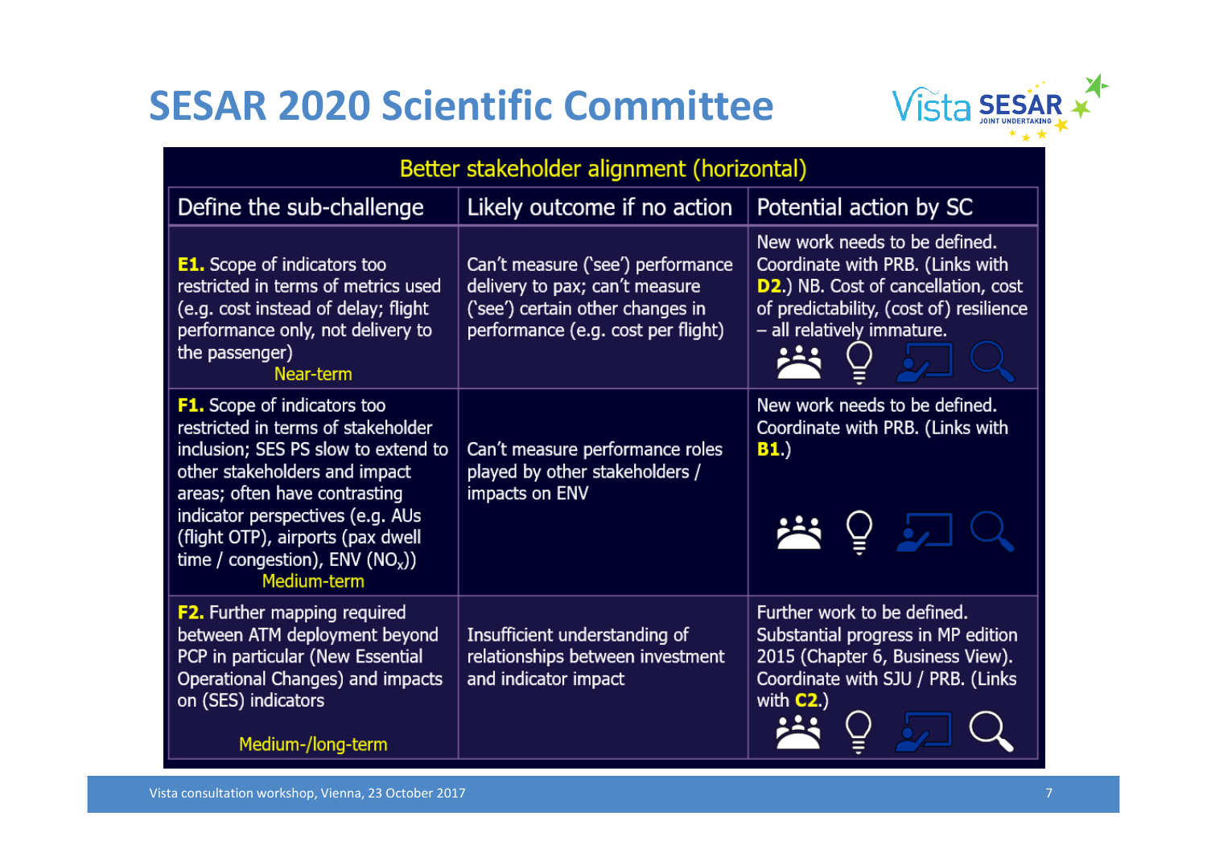# SESAR 2020 Scientific Committee

| Better stakeholder alignment (horizontal) | | |
|---|---|---|
| **Define the sub-challenge** | **Likely outcome if no action** | **Potential action by SC** |
| **E1.** Scope of indicators too restricted in terms of metrics used (e.g. cost instead of delay; flight performance only, not delivery to the passenger) Near-term | Can't measure ('see') performance delivery to pax; can't measure ('see') certain other changes in performance (e.g. cost per flight) | New work needs to be defined. Coordinate with PRB. (Links with **D2**.) NB. Cost of cancellation, cost of predictability, (cost of) resilience – all relatively immature. |
| **F1.** Scope of indicators too restricted in terms of stakeholder inclusion; SES PS slow to extend to other stakeholders and impact areas; often have contrasting indicator perspectives (e.g. AUs (flight OTP), airports (pax dwell time / congestion), ENV ($NO_x$)) Medium-term | Can't measure performance roles played by other stakeholders / impacts on ENV | New work needs to be defined. Coordinate with PRB. (Links with **B1**.) |
| **F2.** Further mapping required between ATM deployment beyond PCP in particular (New Essential Operational Changes) and impacts on (SES) indicators Medium-/long-term | Insufficient understanding of relationships between investment and indicator impact | Further work to be defined. Substantial progress in MP edition 2015 (Chapter 6, Business View). Coordinate with SJU / PRB. (Links with **C2**.) |

Vista consultation workshop, Vienna, 23 October 2017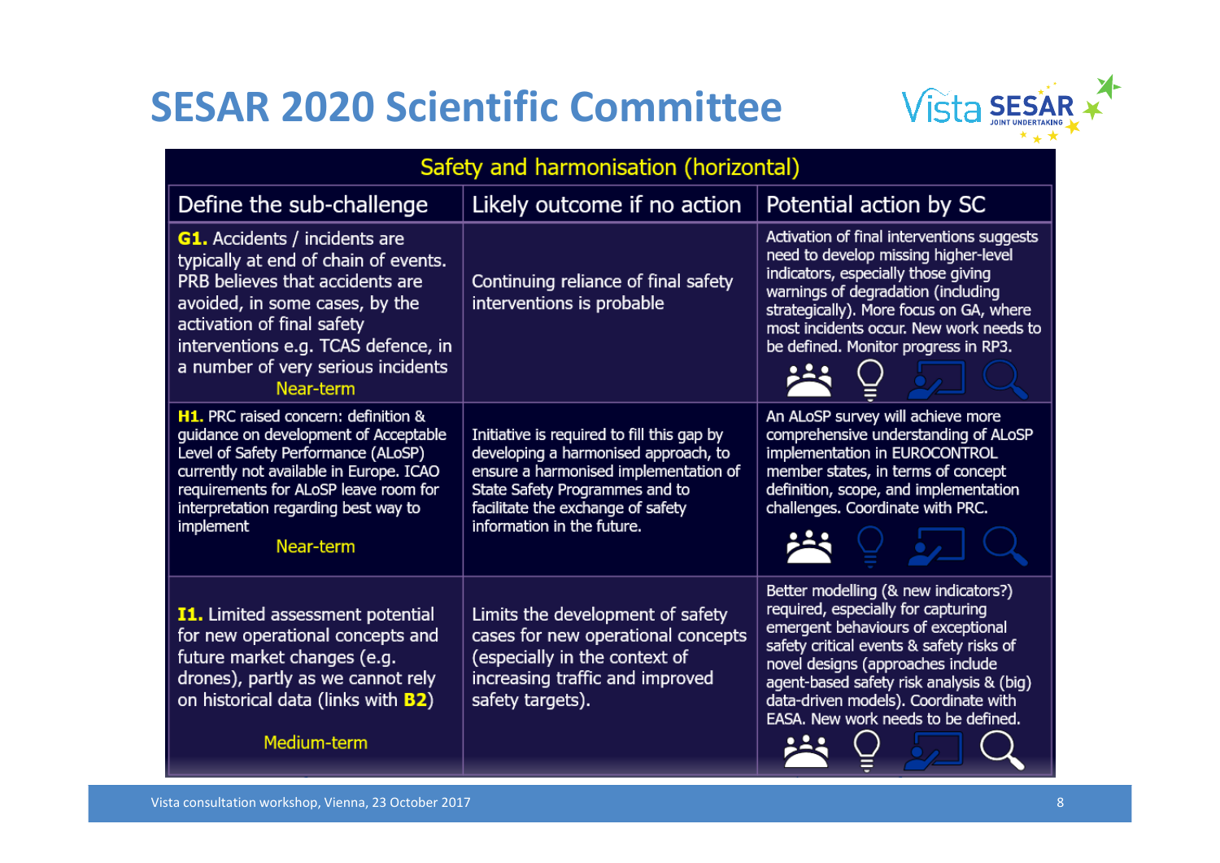# SESAR 2020 Scientific Committee

| Safety and harmonisation (horizontal) | | |
|---|---|---|
| **Define the sub-challenge** | **Likely outcome if no action** | **Potential action by SC** |
| **G1.** Accidents / incidents are typically at end of chain of events. PRB believes that accidents are avoided, in some cases, by the activation of final safety interventions e.g. TCAS defence, in a number of very serious incidents<br>Near-term | Continuing reliance of final safety interventions is probable | Activation of final interventions suggests need to develop missing higher-level indicators, especially those giving warnings of degradation (including strategically). More focus on GA, where most incidents occur. New work needs to be defined. Monitor progress in RP3. |
| **H1.** PRC raised concern: definition & guidance on development of Acceptable Level of Safety Performance (ALoSP) currently not available in Europe. ICAO requirements for ALoSP leave room for interpretation regarding best way to implement<br>Near-term | Initiative is required to fill this gap by developing a harmonised approach, to ensure a harmonised implementation of State Safety Programmes and to facilitate the exchange of safety information in the future. | An ALoSP survey will achieve more comprehensive understanding of ALoSP implementation in EUROCONTROL member states, in terms of concept definition, scope, and implementation challenges. Coordinate with PRC. |
| **I1.** Limited assessment potential for new operational concepts and future market changes (e.g. drones), partly as we cannot rely on historical data (links with **B2**)<br>Medium-term | Limits the development of safety cases for new operational concepts (especially in the context of increasing traffic and improved safety targets). | Better modelling (& new indicators?) required, especially for capturing emergent behaviours of exceptional safety critical events & safety risks of novel designs (approaches include agent-based safety risk analysis & (big) data-driven models). Coordinate with EASA. New work needs to be defined. |

Vista consultation workshop, Vienna, 23 October 2017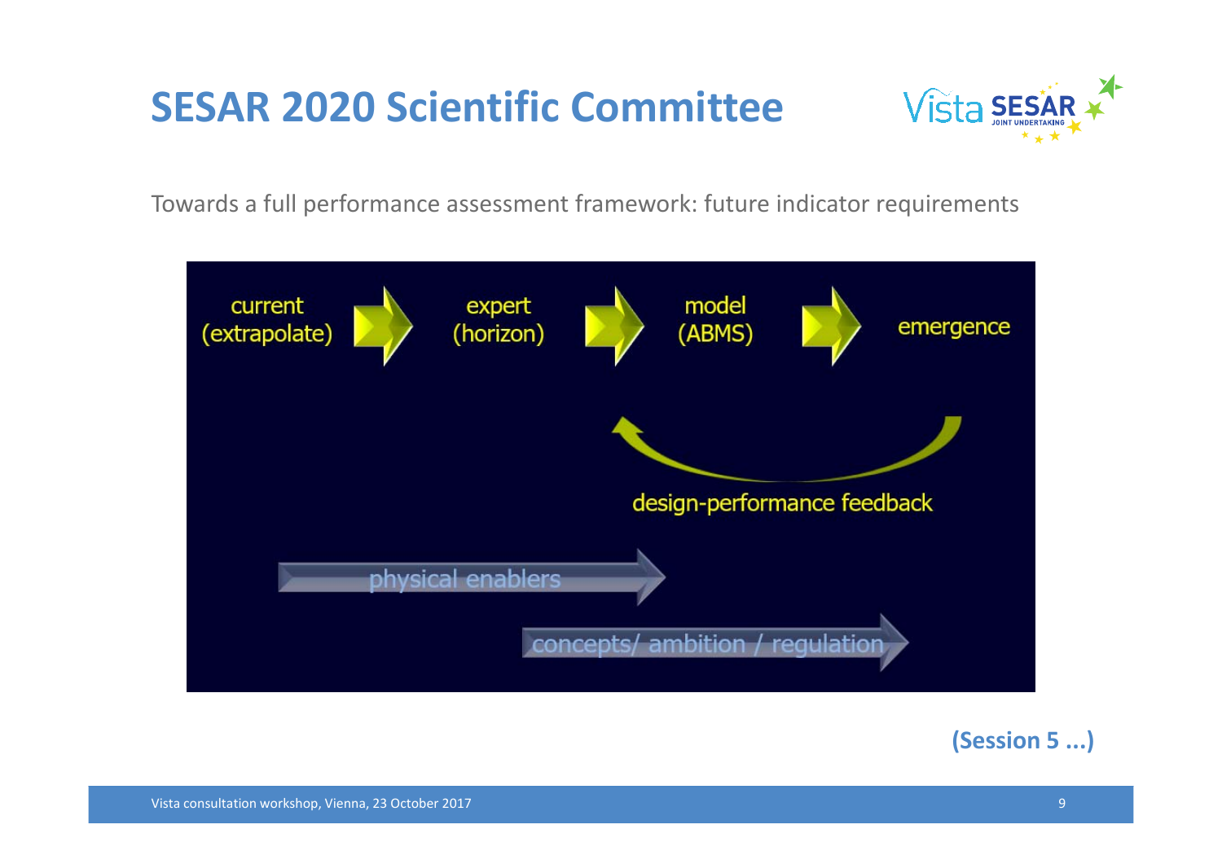# SESAR 2020 Scientific Committee

Towards a full performance assessment framework: future indicator requirements

current (extrapolate) → expert (horizon) → model (ABMS) → emergence

design-performance feedback

physical enablers

concepts/ ambition / regulation

**(Session 5 ...)**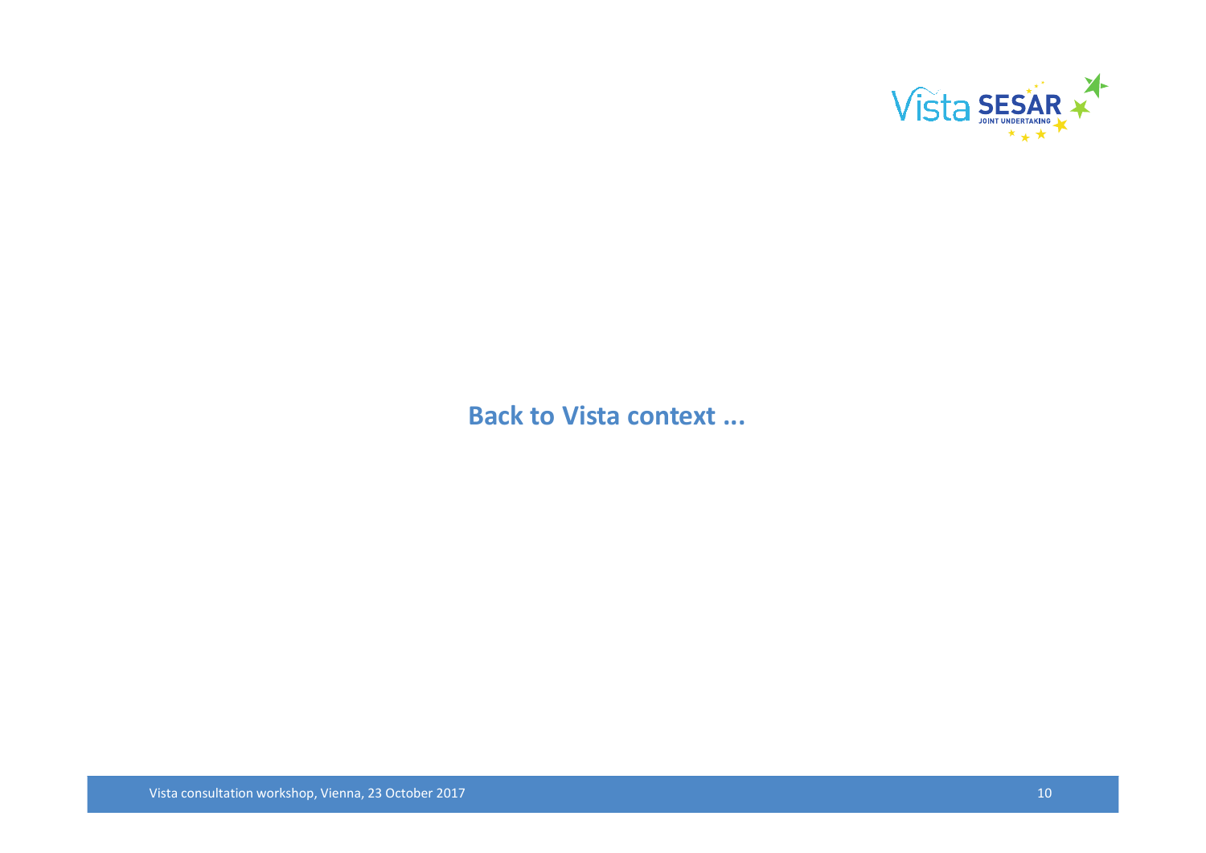**Back to Vista context ...**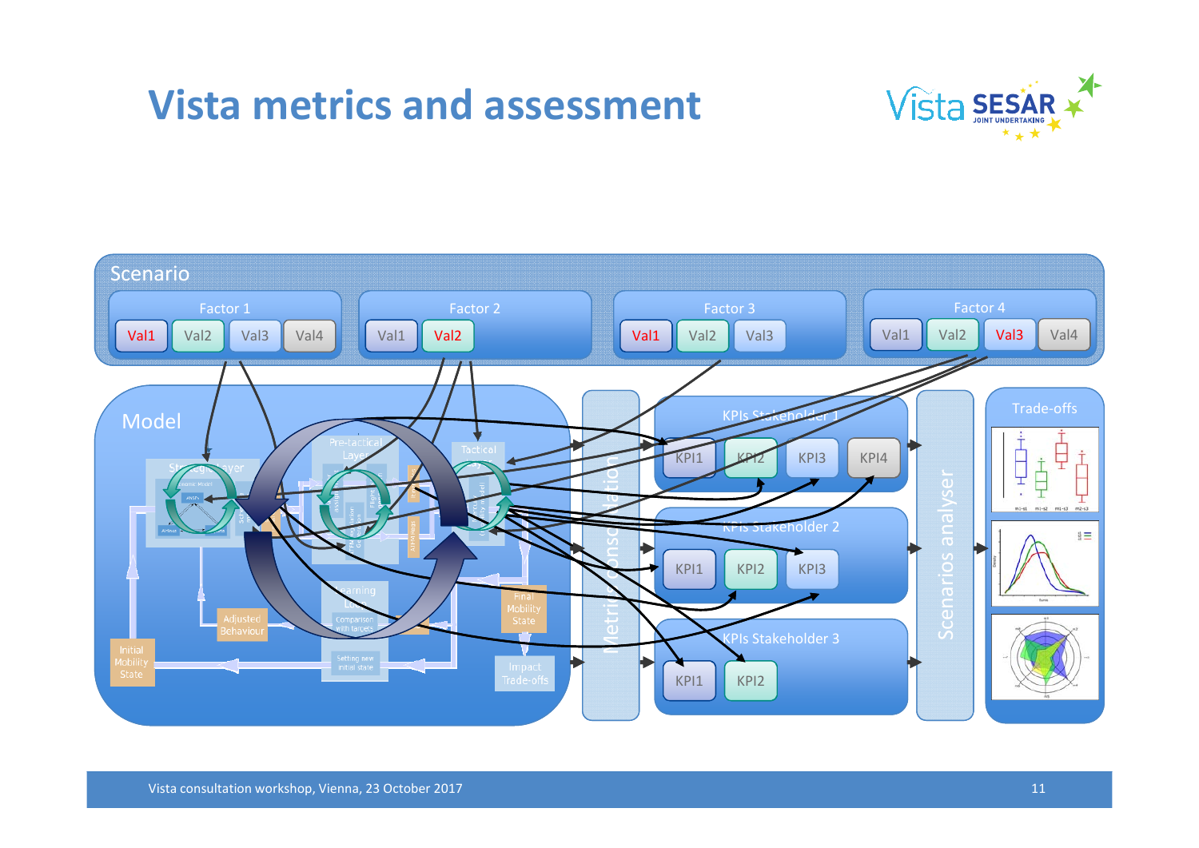# Vista metrics and assessment

Scenario

Factor 1: Val1 | Val2 | Val3 | Val4

Factor 2: Val1 | Val2

Factor 3: Val1 | Val2 | Val3

Factor 4: Val1 | Val2 | Val3 | Val4

Model

Strategic Layer

Pre-tactical Layer

Tactical

Learning Loop

Comparison with targets

Setting new initial state

Adjusted Behaviour

Initial Mobility State

Final Mobility State

Impact Trade-offs

Metrics consolidation

KPIs Stakeholder 1: KPI1 | KPI2 | KPI3 | KPI4

KPIs Stakeholder 2: KPI1 | KPI2 | KPI3

KPIs Stakeholder 3: KPI1 | KPI2

Scenarios analyser

Trade-offs

Vista consultation workshop, Vienna, 23 October 2017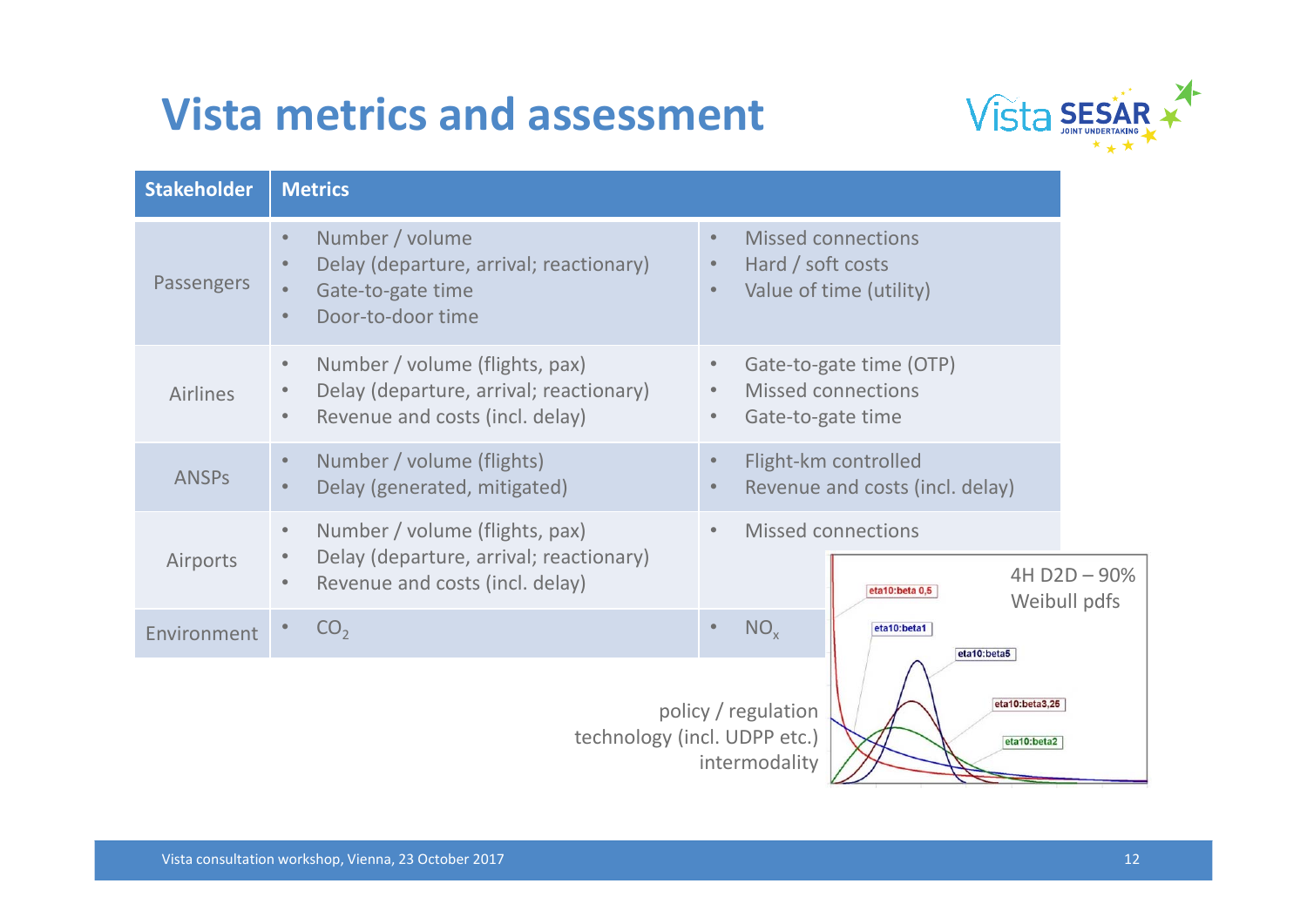# Vista metrics and assessment

| Stakeholder | Metrics | |
|---|---|---|
| Passengers | • Number / volume<br>• Delay (departure, arrival; reactionary)<br>• Gate-to-gate time<br>• Door-to-door time | • Missed connections<br>• Hard / soft costs<br>• Value of time (utility) |
| Airlines | • Number / volume (flights, pax)<br>• Delay (departure, arrival; reactionary)<br>• Revenue and costs (incl. delay) | • Gate-to-gate time (OTP)<br>• Missed connections<br>• Gate-to-gate time |
| ANSPs | • Number / volume (flights)<br>• Delay (generated, mitigated) | • Flight-km controlled<br>• Revenue and costs (incl. delay) |
| Airports | • Number / volume (flights, pax)<br>• Delay (departure, arrival; reactionary)<br>• Revenue and costs (incl. delay) | • Missed connections |
| Environment | • $CO_2$ | • $NO_x$ |

policy / regulation
technology (incl. UDPP etc.)
intermodality

4H D2D – 90%
Weibull pdfs

eta10:beta 0,5
eta10:beta1
eta10:beta5
eta10:beta3,25
eta10:beta2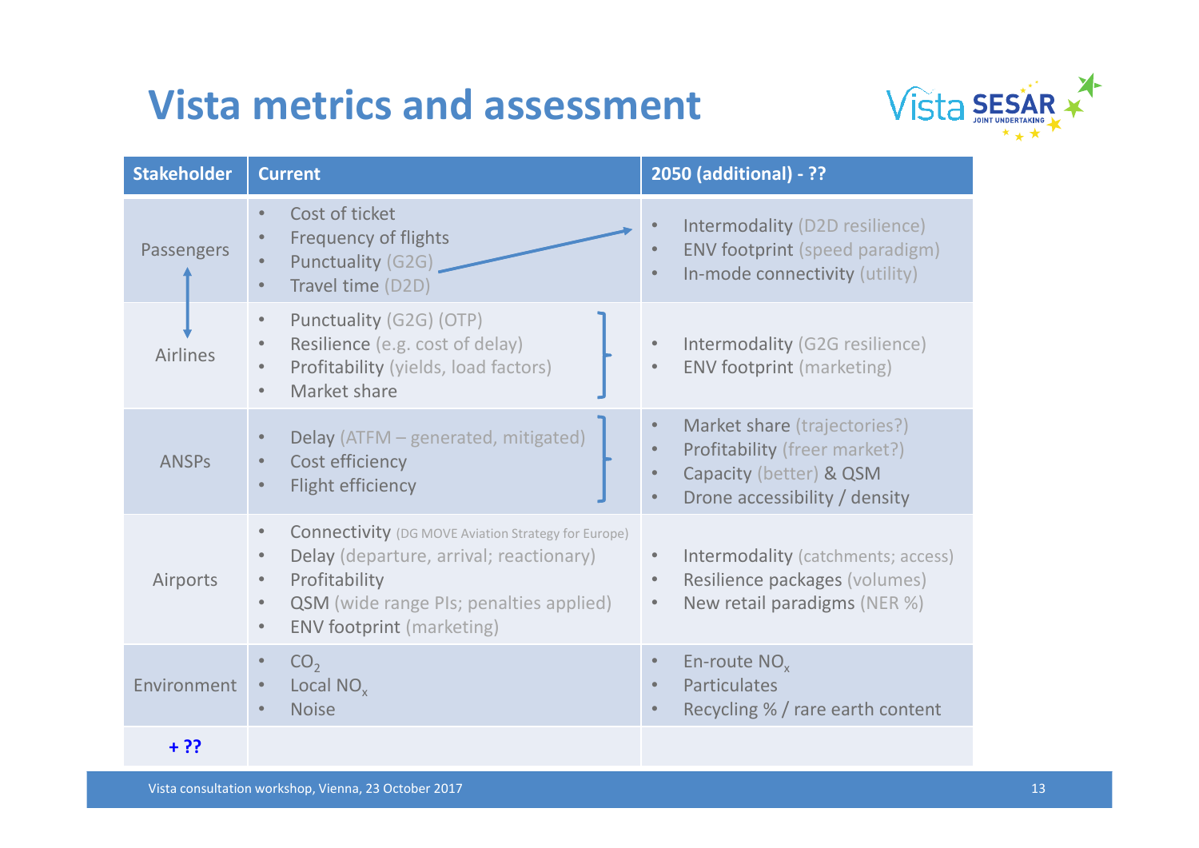# Vista metrics and assessment

| Stakeholder | Current | 2050 (additional) - ?? |
|---|---|---|
| Passengers | • Cost of ticket<br>• Frequency of flights<br>• Punctuality (G2G)<br>• Travel time (D2D) | • Intermodality (D2D resilience)<br>• ENV footprint (speed paradigm)<br>• In-mode connectivity (utility) |
| Airlines | • Punctuality (G2G) (OTP)<br>• Resilience (e.g. cost of delay)<br>• Profitability (yields, load factors)<br>• Market share | • Intermodality (G2G resilience)<br>• ENV footprint (marketing) |
| ANSPs | • Delay (ATFM – generated, mitigated)<br>• Cost efficiency<br>• Flight efficiency | • Market share (trajectories?)<br>• Profitability (freer market?)<br>• Capacity (better) & QSM<br>• Drone accessibility / density |
| Airports | • Connectivity (DG MOVE Aviation Strategy for Europe)<br>• Delay (departure, arrival; reactionary)<br>• Profitability<br>• QSM (wide range PIs; penalties applied)<br>• ENV footprint (marketing) | • Intermodality (catchments; access)<br>• Resilience packages (volumes)<br>• New retail paradigms (NER %) |
| Environment | • $CO_2$<br>• Local $NO_x$<br>• Noise | • En-route $NO_x$<br>• Particulates<br>• Recycling % / rare earth content |
| **+ ??** | | |

Vista consultation workshop, Vienna, 23 October 2017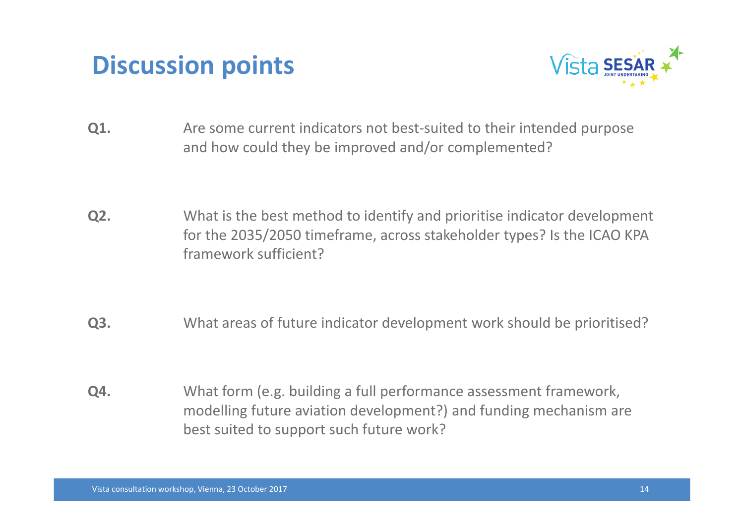# Discussion points

**Q1.** Are some current indicators not best-suited to their intended purpose and how could they be improved and/or complemented?

**Q2.** What is the best method to identify and prioritise indicator development for the 2035/2050 timeframe, across stakeholder types? Is the ICAO KPA framework sufficient?

**Q3.** What areas of future indicator development work should be prioritised?

**Q4.** What form (e.g. building a full performance assessment framework, modelling future aviation development?) and funding mechanism are best suited to support such future work?